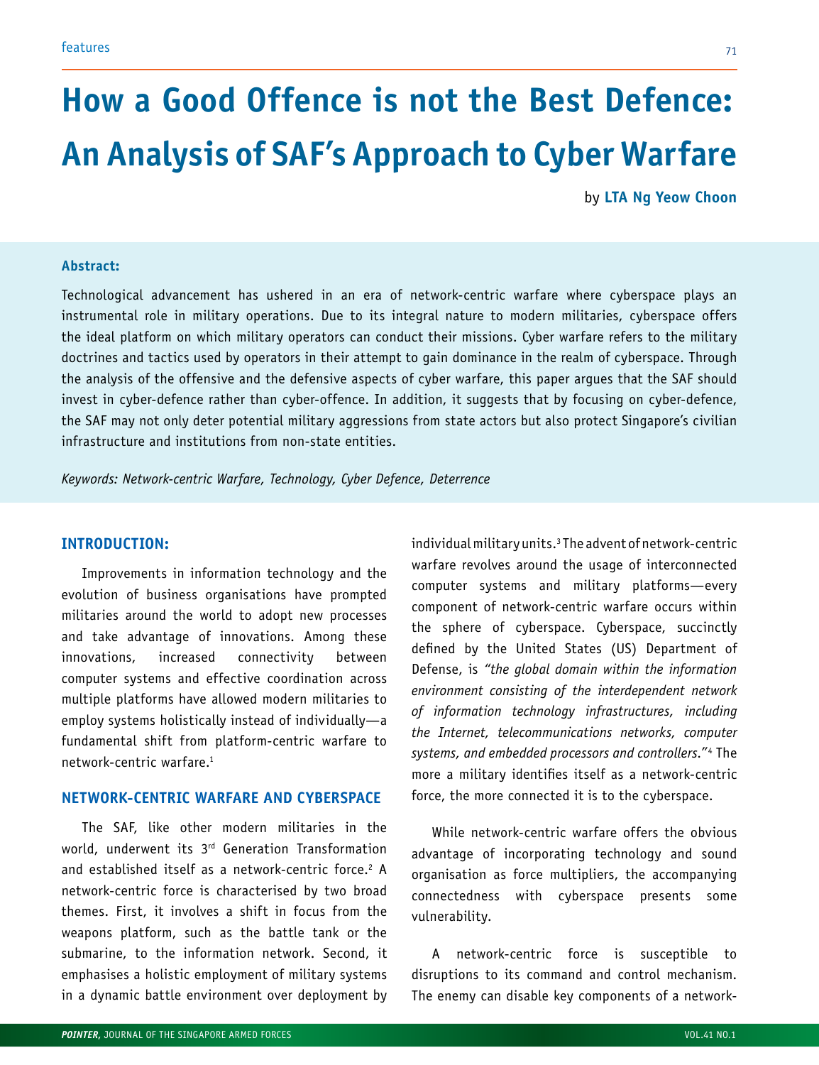# How a Good Offence is not the Best Defence: An Analysis of SAF's Approach to Cyber Warfare

by **LTA Ng Yeow Choon**

**Abstract:**

Technological advancement has ushered in an era of network-centric warfare where cyberspace plays an instrumental role in military operations. Due to its integral nature to modern militaries, cyberspace offers the ideal platform on which military operators can conduct their missions. Cyber warfare refers to the military doctrines and tactics used by operators in their attempt to gain dominance in the realm of cyberspace. Through the analysis of the offensive and the defensive aspects of cyber warfare, this paper argues that the SAF should invest in cyber-defence rather than cyber-offence. In addition, it suggests that by focusing on cyber-defence, the SAF may not only deter potential military aggressions from state actors but also protect Singapore's civilian infrastructure and institutions from non-state entities.

*Keywords: Network-centric Warfare, Technology, Cyber Defence, Deterrence*

## INTRODUCTION:

Improvements in information technology and the evolution of business organisations have prompted militaries around the world to adopt new processes and take advantage of innovations. Among these innovations, increased connectivity between computer systems and effective coordination across multiple platforms have allowed modern militaries to employ systems holistically instead of individually—a fundamental shift from platform-centric warfare to network-centric warfare.[1]

## NETWORK-CENTRIC WARFARE AND CYBERSPACE

The SAF, like other modern militaries in the world, underwent its 3rd Generation Transformation and established itself as a network-centric force.[2] A network-centric force is characterised by two broad themes. First, it involves a shift in focus from the weapons platform, such as the battle tank or the submarine, to the information network. Second, it emphasises a holistic employment of military systems in a dynamic battle environment over deployment by individual military units.[3] The advent of network-centric warfare revolves around the usage of interconnected computer systems and military platforms—every component of network-centric warfare occurs within the sphere of cyberspace. Cyberspace, succinctly defined by the United States (US) Department of Defense, is *"the global domain within the information environment consisting of the interdependent network of information technology infrastructures, including the Internet, telecommunications networks, computer systems, and embedded processors and controllers."*[4] The more a military identifies itself as a network-centric force, the more connected it is to the cyberspace.

While network-centric warfare offers the obvious advantage of incorporating technology and sound organisation as force multipliers, the accompanying connectedness with cyberspace presents some vulnerability.

A network-centric force is susceptible to disruptions to its command and control mechanism. The enemy can disable key components of a network-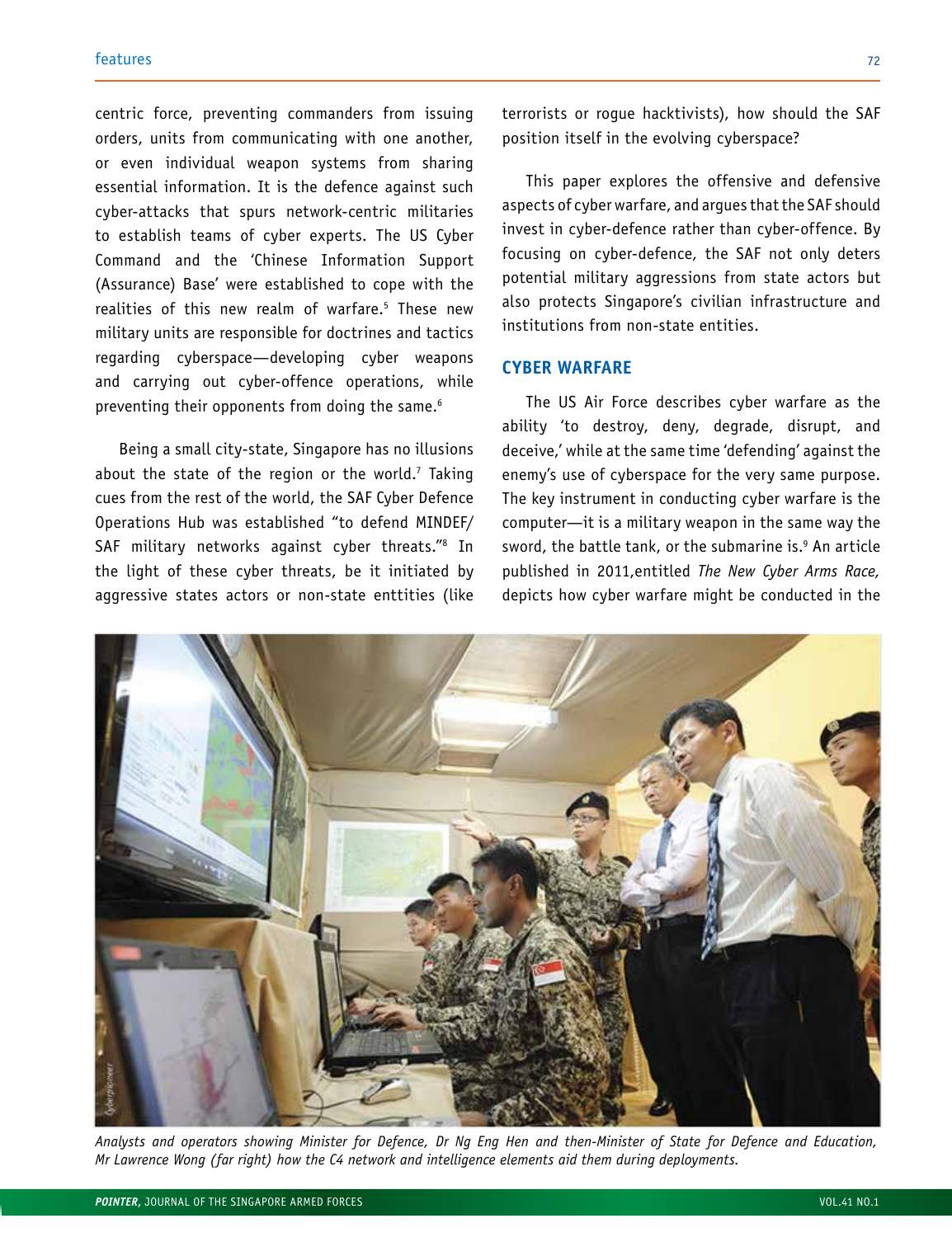centric force, preventing commanders from issuing orders, units from communicating with one another, or even individual weapon systems from sharing essential information. It is the defence against such cyber-attacks that spurs network-centric militaries to establish teams of cyber experts. The US Cyber Command and the 'Chinese Information Support (Assurance) Base' were established to cope with the realities of this new realm of warfare.[5] These new military units are responsible for doctrines and tactics regarding cyberspace—developing cyber weapons and carrying out cyber-offence operations, while preventing their opponents from doing the same.[6]

Being a small city-state, Singapore has no illusions about the state of the region or the world.[7] Taking cues from the rest of the world, the SAF Cyber Defence Operations Hub was established "to defend MINDEF/SAF military networks against cyber threats."[8] In the light of these cyber threats, be it initiated by aggressive states actors or non-state enttities (like terrorists or rogue hacktivists), how should the SAF position itself in the evolving cyberspace?

This paper explores the offensive and defensive aspects of cyber warfare, and argues that the SAF should invest in cyber-defence rather than cyber-offence. By focusing on cyber-defence, the SAF not only deters potential military aggressions from state actors but also protects Singapore's civilian infrastructure and institutions from non-state entities.

## CYBER WARFARE

The US Air Force describes cyber warfare as the ability 'to destroy, deny, degrade, disrupt, and deceive,' while at the same time 'defending' against the enemy's use of cyberspace for the very same purpose. The key instrument in conducting cyber warfare is the computer—it is a military weapon in the same way the sword, the battle tank, or the submarine is.[9] An article published in 2011,entitled *The New Cyber Arms Race,* depicts how cyber warfare might be conducted in the

*Analysts and operators showing Minister for Defence, Dr Ng Eng Hen and then-Minister of State for Defence and Education, Mr Lawrence Wong (far right) how the C4 network and intelligence elements aid them during deployments.*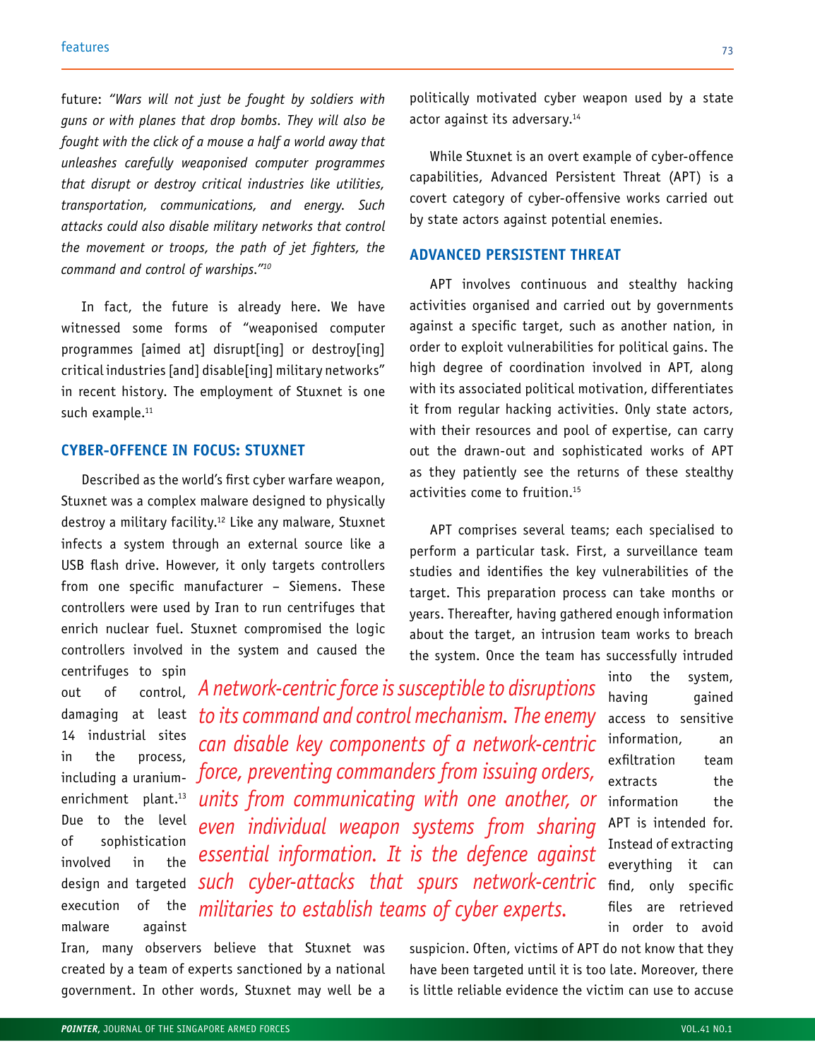future: *"Wars will not just be fought by soldiers with guns or with planes that drop bombs. They will also be fought with the click of a mouse a half a world away that unleashes carefully weaponised computer programmes that disrupt or destroy critical industries like utilities, transportation, communications, and energy. Such attacks could also disable military networks that control the movement or troops, the path of jet fighters, the command and control of warships."*[10]

In fact, the future is already here. We have witnessed some forms of "weaponised computer programmes [aimed at] disrupt[ing] or destroy[ing] critical industries [and] disable[ing] military networks" in recent history. The employment of Stuxnet is one such example.[11]

## CYBER-OFFENCE IN FOCUS: STUXNET

Described as the world's first cyber warfare weapon, Stuxnet was a complex malware designed to physically destroy a military facility.[12] Like any malware, Stuxnet infects a system through an external source like a USB flash drive. However, it only targets controllers from one specific manufacturer – Siemens. These controllers were used by Iran to run centrifuges that enrich nuclear fuel. Stuxnet compromised the logic controllers involved in the system and caused the centrifuges to spin out of control, damaging at least 14 industrial sites in the process, including a uranium-enrichment plant.[13] Due to the level of sophistication involved in the design and targeted execution of the malware against Iran, many observers believe that Stuxnet was created by a team of experts sanctioned by a national government. In other words, Stuxnet may well be a politically motivated cyber weapon used by a state actor against its adversary.[14]

While Stuxnet is an overt example of cyber-offence capabilities, Advanced Persistent Threat (APT) is a covert category of cyber-offensive works carried out by state actors against potential enemies.

## ADVANCED PERSISTENT THREAT

APT involves continuous and stealthy hacking activities organised and carried out by governments against a specific target, such as another nation, in order to exploit vulnerabilities for political gains. The high degree of coordination involved in APT, along with its associated political motivation, differentiates it from regular hacking activities. Only state actors, with their resources and pool of expertise, can carry out the drawn-out and sophisticated works of APT as they patiently see the returns of these stealthy activities come to fruition.[15]

APT comprises several teams; each specialised to perform a particular task. First, a surveillance team studies and identifies the key vulnerabilities of the target. This preparation process can take months or years. Thereafter, having gathered enough information about the target, an intrusion team works to breach the system. Once the team has successfully intruded into the system, having gained access to sensitive information, an exfiltration team extracts the information the APT is intended for. Instead of extracting everything it can find, only specific files are retrieved in order to avoid suspicion. Often, victims of APT do not know that they have been targeted until it is too late. Moreover, there is little reliable evidence the victim can use to accuse

> *A network-centric force is susceptible to disruptions to its command and control mechanism. The enemy can disable key components of a network-centric force, preventing commanders from issuing orders, units from communicating with one another, or even individual weapon systems from sharing essential information. It is the defence against such cyber-attacks that spurs network-centric militaries to establish teams of cyber experts.*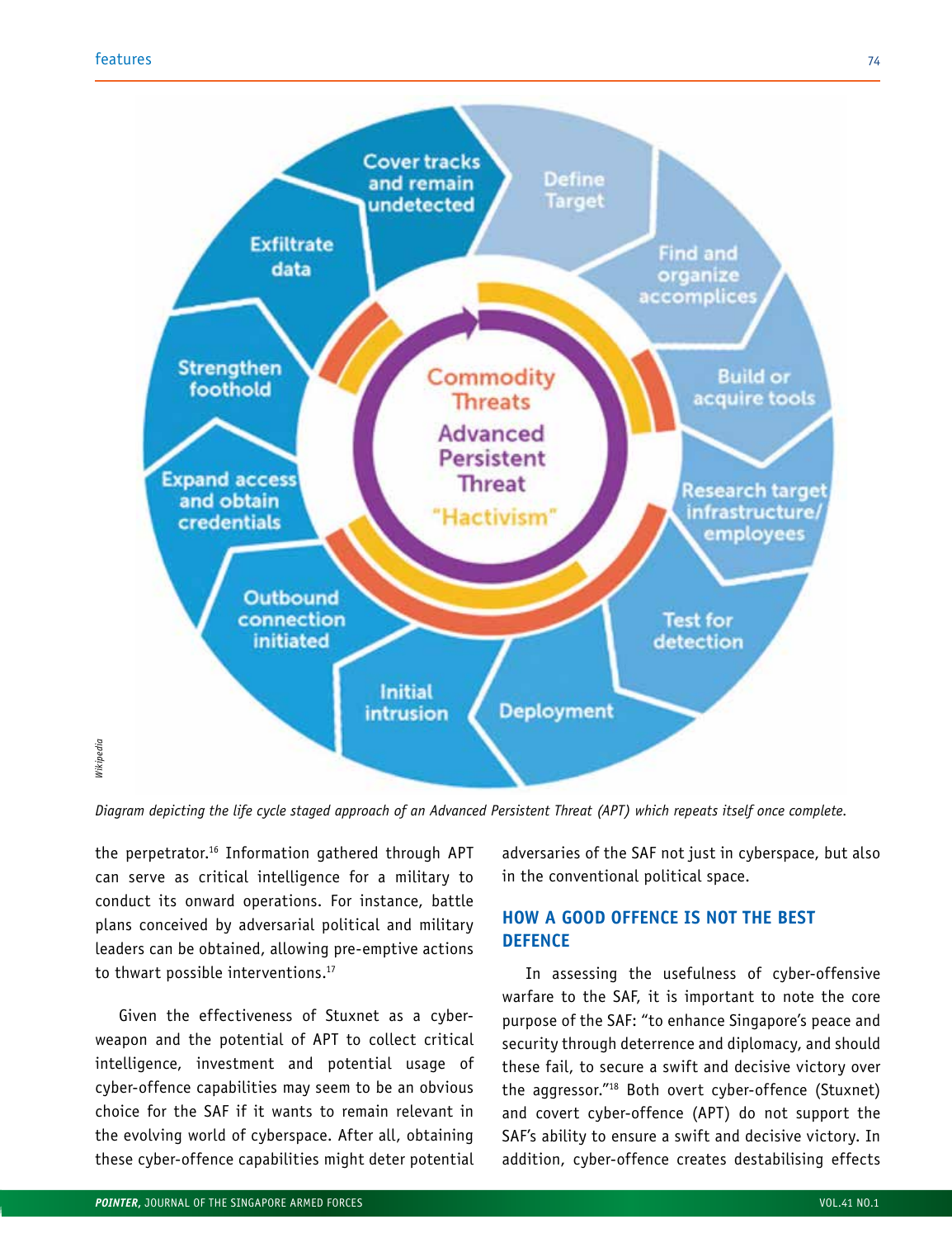Diagram depicting the life cycle staged approach of an Advanced Persistent Threat (APT) which repeats itself once complete.

the perpetrator.[16] Information gathered through APT can serve as critical intelligence for a military to conduct its onward operations. For instance, battle plans conceived by adversarial political and military leaders can be obtained, allowing pre-emptive actions to thwart possible interventions.[17]

Given the effectiveness of Stuxnet as a cyber-weapon and the potential of APT to collect critical intelligence, investment and potential usage of cyber-offence capabilities may seem to be an obvious choice for the SAF if it wants to remain relevant in the evolving world of cyberspace. After all, obtaining these cyber-offence capabilities might deter potential adversaries of the SAF not just in cyberspace, but also in the conventional political space.

## HOW A GOOD OFFENCE IS NOT THE BEST DEFENCE

In assessing the usefulness of cyber-offensive warfare to the SAF, it is important to note the core purpose of the SAF: "to enhance Singapore's peace and security through deterrence and diplomacy, and should these fail, to secure a swift and decisive victory over the aggressor."[18] Both overt cyber-offence (Stuxnet) and covert cyber-offence (APT) do not support the SAF's ability to ensure a swift and decisive victory. In addition, cyber-offence creates destabilising effects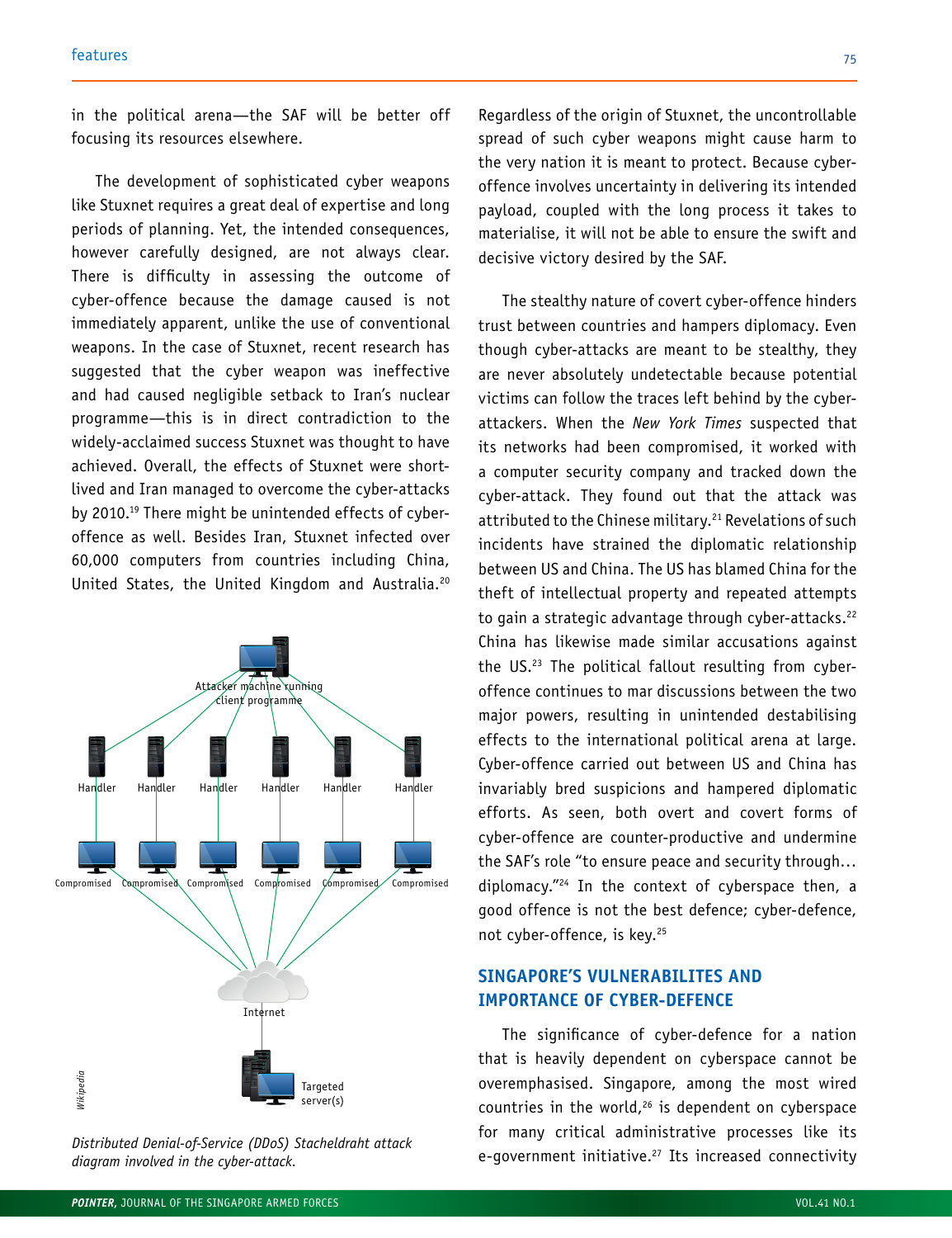in the political arena—the SAF will be better off focusing its resources elsewhere.

The development of sophisticated cyber weapons like Stuxnet requires a great deal of expertise and long periods of planning. Yet, the intended consequences, however carefully designed, are not always clear. There is difficulty in assessing the outcome of cyber-offence because the damage caused is not immediately apparent, unlike the use of conventional weapons. In the case of Stuxnet, recent research has suggested that the cyber weapon was ineffective and had caused negligible setback to Iran's nuclear programme—this is in direct contradiction to the widely-acclaimed success Stuxnet was thought to have achieved. Overall, the effects of Stuxnet were short-lived and Iran managed to overcome the cyber-attacks by 2010.[19] There might be unintended effects of cyber-offence as well. Besides Iran, Stuxnet infected over 60,000 computers from countries including China, United States, the United Kingdom and Australia.[20]

*Distributed Denial-of-Service (DDoS) Stacheldraht attack diagram involved in the cyber-attack.*

Regardless of the origin of Stuxnet, the uncontrollable spread of such cyber weapons might cause harm to the very nation it is meant to protect. Because cyber-offence involves uncertainty in delivering its intended payload, coupled with the long process it takes to materialise, it will not be able to ensure the swift and decisive victory desired by the SAF.

The stealthy nature of covert cyber-offence hinders trust between countries and hampers diplomacy. Even though cyber-attacks are meant to be stealthy, they are never absolutely undetectable because potential victims can follow the traces left behind by the cyber-attackers. When the *New York Times* suspected that its networks had been compromised, it worked with a computer security company and tracked down the cyber-attack. They found out that the attack was attributed to the Chinese military.[21] Revelations of such incidents have strained the diplomatic relationship between US and China. The US has blamed China for the theft of intellectual property and repeated attempts to gain a strategic advantage through cyber-attacks.[22] China has likewise made similar accusations against the US.[23] The political fallout resulting from cyber-offence continues to mar discussions between the two major powers, resulting in unintended destabilising effects to the international political arena at large. Cyber-offence carried out between US and China has invariably bred suspicions and hampered diplomatic efforts. As seen, both overt and covert forms of cyber-offence are counter-productive and undermine the SAF's role "to ensure peace and security through… diplomacy."[24] In the context of cyberspace then, a good offence is not the best defence; cyber-defence, not cyber-offence, is key.[25]

## SINGAPORE'S VULNERABILITES AND IMPORTANCE OF CYBER-DEFENCE

The significance of cyber-defence for a nation that is heavily dependent on cyberspace cannot be overemphasised. Singapore, among the most wired countries in the world,[26] is dependent on cyberspace for many critical administrative processes like its e-government initiative.[27] Its increased connectivity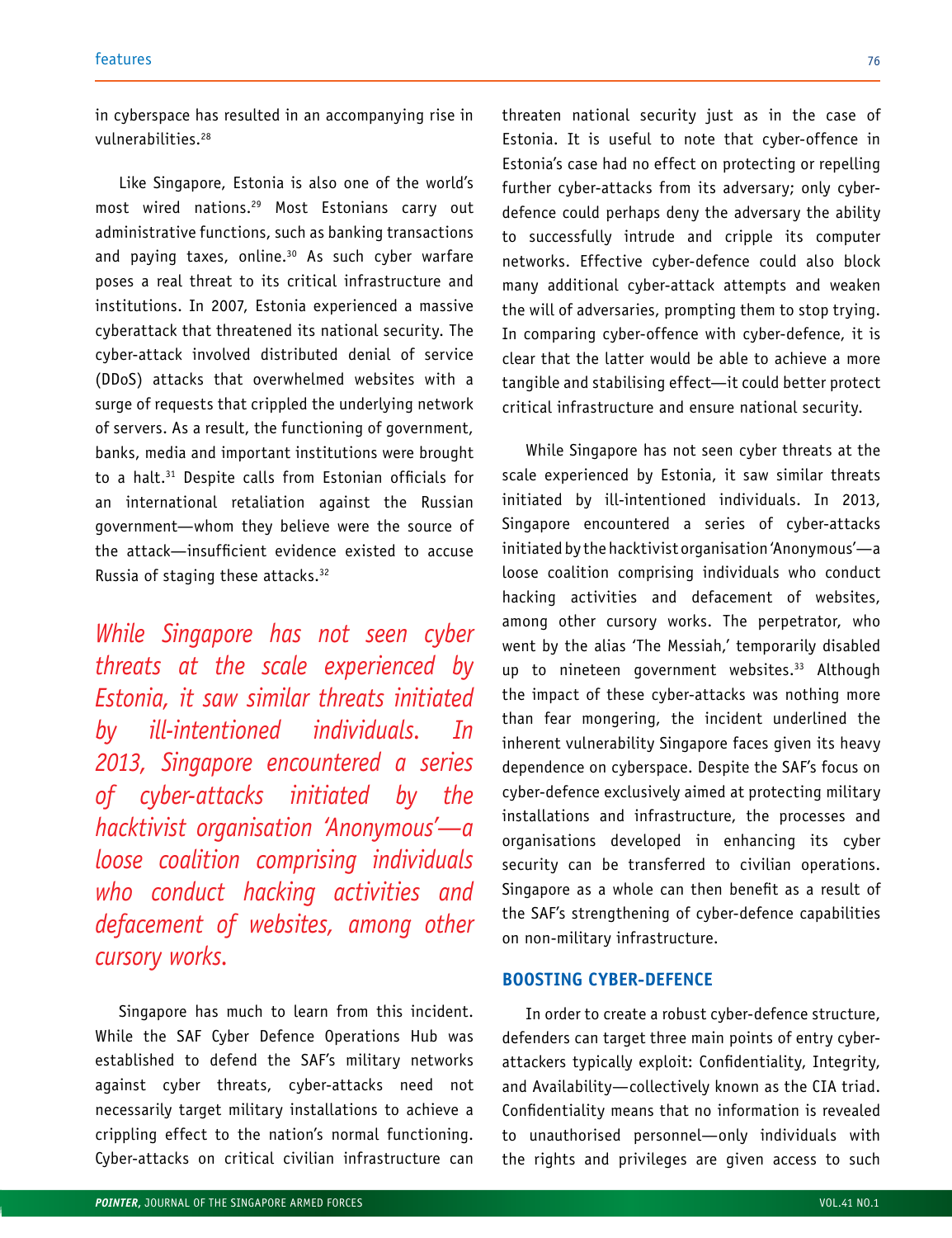in cyberspace has resulted in an accompanying rise in vulnerabilities.[28]

Like Singapore, Estonia is also one of the world's most wired nations.[29] Most Estonians carry out administrative functions, such as banking transactions and paying taxes, online.[30] As such cyber warfare poses a real threat to its critical infrastructure and institutions. In 2007, Estonia experienced a massive cyberattack that threatened its national security. The cyber-attack involved distributed denial of service (DDoS) attacks that overwhelmed websites with a surge of requests that crippled the underlying network of servers. As a result, the functioning of government, banks, media and important institutions were brought to a halt.[31] Despite calls from Estonian officials for an international retaliation against the Russian government—whom they believe were the source of the attack—insufficient evidence existed to accuse Russia of staging these attacks.[32]

*While Singapore has not seen cyber threats at the scale experienced by Estonia, it saw similar threats initiated by ill-intentioned individuals. In 2013, Singapore encountered a series of cyber-attacks initiated by the hacktivist organisation 'Anonymous'—a loose coalition comprising individuals who conduct hacking activities and defacement of websites, among other cursory works.*

Singapore has much to learn from this incident. While the SAF Cyber Defence Operations Hub was established to defend the SAF's military networks against cyber threats, cyber-attacks need not necessarily target military installations to achieve a crippling effect to the nation's normal functioning. Cyber-attacks on critical civilian infrastructure can threaten national security just as in the case of Estonia. It is useful to note that cyber-offence in Estonia's case had no effect on protecting or repelling further cyber-attacks from its adversary; only cyber-defence could perhaps deny the adversary the ability to successfully intrude and cripple its computer networks. Effective cyber-defence could also block many additional cyber-attack attempts and weaken the will of adversaries, prompting them to stop trying. In comparing cyber-offence with cyber-defence, it is clear that the latter would be able to achieve a more tangible and stabilising effect—it could better protect critical infrastructure and ensure national security.

While Singapore has not seen cyber threats at the scale experienced by Estonia, it saw similar threats initiated by ill-intentioned individuals. In 2013, Singapore encountered a series of cyber-attacks initiated by the hacktivist organisation 'Anonymous'—a loose coalition comprising individuals who conduct hacking activities and defacement of websites, among other cursory works. The perpetrator, who went by the alias 'The Messiah,' temporarily disabled up to nineteen government websites.[33] Although the impact of these cyber-attacks was nothing more than fear mongering, the incident underlined the inherent vulnerability Singapore faces given its heavy dependence on cyberspace. Despite the SAF's focus on cyber-defence exclusively aimed at protecting military installations and infrastructure, the processes and organisations developed in enhancing its cyber security can be transferred to civilian operations. Singapore as a whole can then benefit as a result of the SAF's strengthening of cyber-defence capabilities on non-military infrastructure.

## BOOSTING CYBER-DEFENCE

In order to create a robust cyber-defence structure, defenders can target three main points of entry cyber-attackers typically exploit: Confidentiality, Integrity, and Availability—collectively known as the CIA triad. Confidentiality means that no information is revealed to unauthorised personnel—only individuals with the rights and privileges are given access to such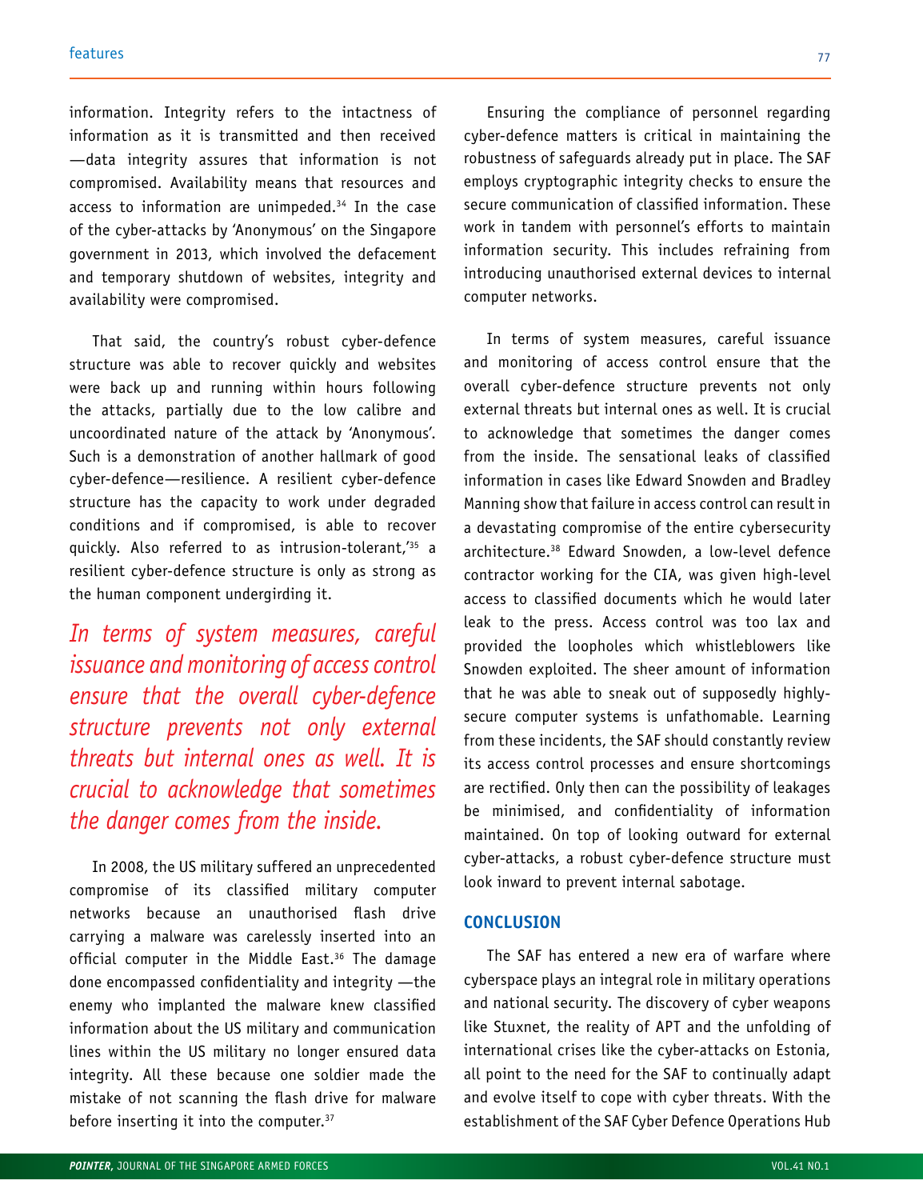information. Integrity refers to the intactness of information as it is transmitted and then received —data integrity assures that information is not compromised. Availability means that resources and access to information are unimpeded.[34] In the case of the cyber-attacks by 'Anonymous' on the Singapore government in 2013, which involved the defacement and temporary shutdown of websites, integrity and availability were compromised.

That said, the country's robust cyber-defence structure was able to recover quickly and websites were back up and running within hours following the attacks, partially due to the low calibre and uncoordinated nature of the attack by 'Anonymous'. Such is a demonstration of another hallmark of good cyber-defence—resilience. A resilient cyber-defence structure has the capacity to work under degraded conditions and if compromised, is able to recover quickly. Also referred to as intrusion-tolerant,'[35] a resilient cyber-defence structure is only as strong as the human component undergirding it.

*In terms of system measures, careful issuance and monitoring of access control ensure that the overall cyber-defence structure prevents not only external threats but internal ones as well. It is crucial to acknowledge that sometimes the danger comes from the inside.*

In 2008, the US military suffered an unprecedented compromise of its classified military computer networks because an unauthorised flash drive carrying a malware was carelessly inserted into an official computer in the Middle East.[36] The damage done encompassed confidentiality and integrity —the enemy who implanted the malware knew classified information about the US military and communication lines within the US military no longer ensured data integrity. All these because one soldier made the mistake of not scanning the flash drive for malware before inserting it into the computer.[37]

Ensuring the compliance of personnel regarding cyber-defence matters is critical in maintaining the robustness of safeguards already put in place. The SAF employs cryptographic integrity checks to ensure the secure communication of classified information. These work in tandem with personnel's efforts to maintain information security. This includes refraining from introducing unauthorised external devices to internal computer networks.

In terms of system measures, careful issuance and monitoring of access control ensure that the overall cyber-defence structure prevents not only external threats but internal ones as well. It is crucial to acknowledge that sometimes the danger comes from the inside. The sensational leaks of classified information in cases like Edward Snowden and Bradley Manning show that failure in access control can result in a devastating compromise of the entire cybersecurity architecture.[38] Edward Snowden, a low-level defence contractor working for the CIA, was given high-level access to classified documents which he would later leak to the press. Access control was too lax and provided the loopholes which whistleblowers like Snowden exploited. The sheer amount of information that he was able to sneak out of supposedly highly-secure computer systems is unfathomable. Learning from these incidents, the SAF should constantly review its access control processes and ensure shortcomings are rectified. Only then can the possibility of leakages be minimised, and confidentiality of information maintained. On top of looking outward for external cyber-attacks, a robust cyber-defence structure must look inward to prevent internal sabotage.

## CONCLUSION

The SAF has entered a new era of warfare where cyberspace plays an integral role in military operations and national security. The discovery of cyber weapons like Stuxnet, the reality of APT and the unfolding of international crises like the cyber-attacks on Estonia, all point to the need for the SAF to continually adapt and evolve itself to cope with cyber threats. With the establishment of the SAF Cyber Defence Operations Hub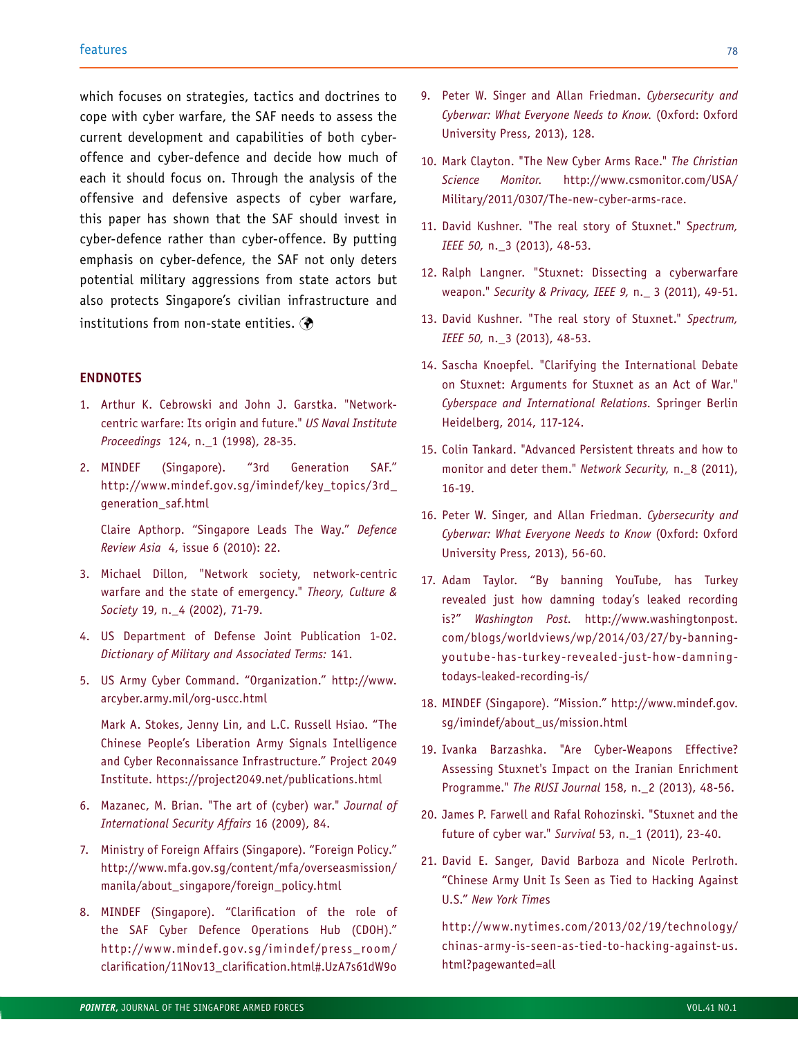which focuses on strategies, tactics and doctrines to cope with cyber warfare, the SAF needs to assess the current development and capabilities of both cyber-offence and cyber-defence and decide how much of each it should focus on. Through the analysis of the offensive and defensive aspects of cyber warfare, this paper has shown that the SAF should invest in cyber-defence rather than cyber-offence. By putting emphasis on cyber-defence, the SAF not only deters potential military aggressions from state actors but also protects Singapore's civilian infrastructure and institutions from non-state entities.

## ENDNOTES

1. Arthur K. Cebrowski and John J. Garstka. "Network-centric warfare: Its origin and future." *US Naval Institute Proceedings* 124, n._1 (1998), 28-35.

2. MINDEF (Singapore). "3rd Generation SAF." http://www.mindef.gov.sg/imindef/key_topics/3rd_generation_saf.html

   Claire Apthorp. "Singapore Leads The Way." *Defence Review Asia* 4, issue 6 (2010): 22.

3. Michael Dillon, "Network society, network-centric warfare and the state of emergency." *Theory, Culture & Society* 19, n._4 (2002), 71-79.

4. US Department of Defense Joint Publication 1-02. *Dictionary of Military and Associated Terms:* 141.

5. US Army Cyber Command. "Organization." http://www.arcyber.army.mil/org-uscc.html

   Mark A. Stokes, Jenny Lin, and L.C. Russell Hsiao. "The Chinese People's Liberation Army Signals Intelligence and Cyber Reconnaissance Infrastructure." Project 2049 Institute. https://project2049.net/publications.html

6. Mazanec, M. Brian. "The art of (cyber) war." *Journal of International Security Affairs* 16 (2009), 84.

7. Ministry of Foreign Affairs (Singapore). "Foreign Policy." http://www.mfa.gov.sg/content/mfa/overseasmission/manila/about_singapore/foreign_policy.html

8. MINDEF (Singapore). "Clarification of the role of the SAF Cyber Defence Operations Hub (CDOH)." http://www.mindef.gov.sg/imindef/press_room/clarification/11Nov13_clarification.html#.UzA7s61dW9o

9. Peter W. Singer and Allan Friedman. *Cybersecurity and Cyberwar: What Everyone Needs to Know.* (Oxford: Oxford University Press, 2013), 128.

10. Mark Clayton. "The New Cyber Arms Race." *The Christian Science Monitor.* http://www.csmonitor.com/USA/Military/2011/0307/The-new-cyber-arms-race.

11. David Kushner. "The real story of Stuxnet." *Spectrum, IEEE 50,* n._3 (2013), 48-53.

12. Ralph Langner. "Stuxnet: Dissecting a cyberwarfare weapon." *Security & Privacy, IEEE 9,* n._ 3 (2011), 49-51.

13. David Kushner. "The real story of Stuxnet." *Spectrum, IEEE 50,* n._3 (2013), 48-53.

14. Sascha Knoepfel. "Clarifying the International Debate on Stuxnet: Arguments for Stuxnet as an Act of War." *Cyberspace and International Relations.* Springer Berlin Heidelberg, 2014, 117-124.

15. Colin Tankard. "Advanced Persistent threats and how to monitor and deter them." *Network Security,* n._8 (2011), 16-19.

16. Peter W. Singer, and Allan Friedman. *Cybersecurity and Cyberwar: What Everyone Needs to Know* (Oxford: Oxford University Press, 2013), 56-60.

17. Adam Taylor. "By banning YouTube, has Turkey revealed just how damning today's leaked recording is?" *Washington Post.* http://www.washingtonpost.com/blogs/worldviews/wp/2014/03/27/by-banning-youtube-has-turkey-revealed-just-how-damning-todays-leaked-recording-is/

18. MINDEF (Singapore). "Mission." http://www.mindef.gov.sg/imindef/about_us/mission.html

19. Ivanka Barzashka. "Are Cyber-Weapons Effective? Assessing Stuxnet's Impact on the Iranian Enrichment Programme." *The RUSI Journal* 158, n._2 (2013), 48-56.

20. James P. Farwell and Rafal Rohozinski. "Stuxnet and the future of cyber war." *Survival* 53, n._1 (2011), 23-40.

21. David E. Sanger, David Barboza and Nicole Perlroth. "Chinese Army Unit Is Seen as Tied to Hacking Against U.S." *New York Times*

    http://www.nytimes.com/2013/02/19/technology/chinas-army-is-seen-as-tied-to-hacking-against-us.html?pagewanted=all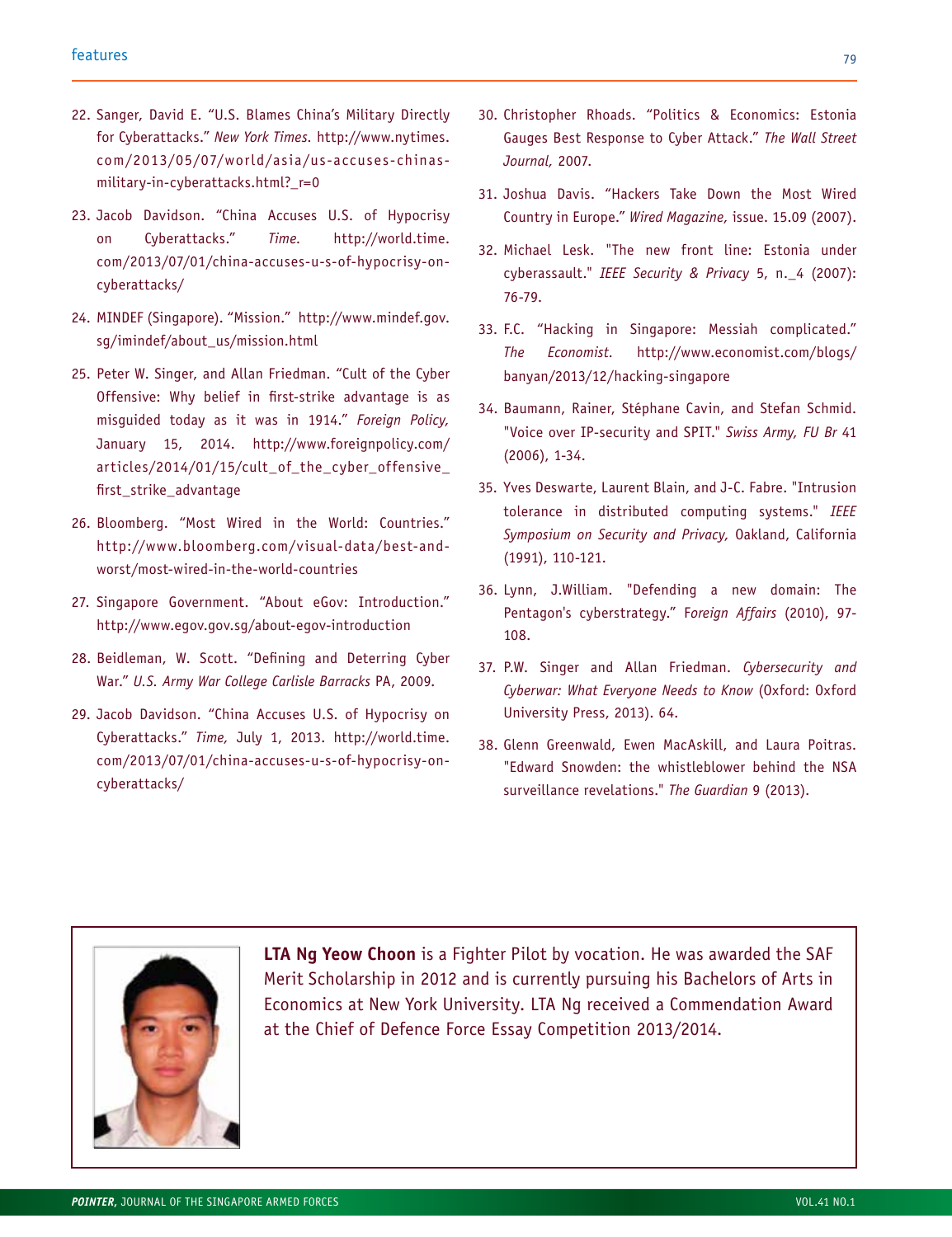22. Sanger, David E. "U.S. Blames China's Military Directly for Cyberattacks." *New York Times.* http://www.nytimes.com/2013/05/07/world/asia/us-accuses-chinas-military-in-cyberattacks.html?_r=0

23. Jacob Davidson. "China Accuses U.S. of Hypocrisy on Cyberattacks." *Time.* http://world.time.com/2013/07/01/china-accuses-u-s-of-hypocrisy-on-cyberattacks/

24. MINDEF (Singapore). "Mission." http://www.mindef.gov.sg/imindef/about_us/mission.html

25. Peter W. Singer, and Allan Friedman. "Cult of the Cyber Offensive: Why belief in first-strike advantage is as misguided today as it was in 1914." *Foreign Policy,* January 15, 2014. http://www.foreignpolicy.com/articles/2014/01/15/cult_of_the_cyber_offensive_first_strike_advantage

26. Bloomberg. "Most Wired in the World: Countries." http://www.bloomberg.com/visual-data/best-and-worst/most-wired-in-the-world-countries

27. Singapore Government. "About eGov: Introduction." http://www.egov.gov.sg/about-egov-introduction

28. Beidleman, W. Scott. "Defining and Deterring Cyber War." *U.S. Army War College Carlisle Barracks* PA, 2009.

29. Jacob Davidson. "China Accuses U.S. of Hypocrisy on Cyberattacks." *Time,* July 1, 2013. http://world.time.com/2013/07/01/china-accuses-u-s-of-hypocrisy-on-cyberattacks/

30. Christopher Rhoads. "Politics & Economics: Estonia Gauges Best Response to Cyber Attack." *The Wall Street Journal,* 2007.

31. Joshua Davis. "Hackers Take Down the Most Wired Country in Europe." *Wired Magazine,* issue. 15.09 (2007).

32. Michael Lesk. "The new front line: Estonia under cyberassault." *IEEE Security & Privacy* 5, n._4 (2007): 76-79.

33. F.C. "Hacking in Singapore: Messiah complicated." *The Economist.* http://www.economist.com/blogs/banyan/2013/12/hacking-singapore

34. Baumann, Rainer, Stéphane Cavin, and Stefan Schmid. "Voice over IP-security and SPIT." *Swiss Army, FU Br* 41 (2006), 1-34.

35. Yves Deswarte, Laurent Blain, and J-C. Fabre. "Intrusion tolerance in distributed computing systems." *IEEE Symposium on Security and Privacy,* Oakland, California (1991), 110-121.

36. Lynn, J.William. "Defending a new domain: The Pentagon's cyberstrategy." *Foreign Affairs* (2010), 97-108.

37. P.W. Singer and Allan Friedman. *Cybersecurity and Cyberwar: What Everyone Needs to Know* (Oxford: Oxford University Press, 2013). 64.

38. Glenn Greenwald, Ewen MacAskill, and Laura Poitras. "Edward Snowden: the whistleblower behind the NSA surveillance revelations." *The Guardian* 9 (2013).

**LTA Ng Yeow Choon** is a Fighter Pilot by vocation. He was awarded the SAF Merit Scholarship in 2012 and is currently pursuing his Bachelors of Arts in Economics at New York University. LTA Ng received a Commendation Award at the Chief of Defence Force Essay Competition 2013/2014.